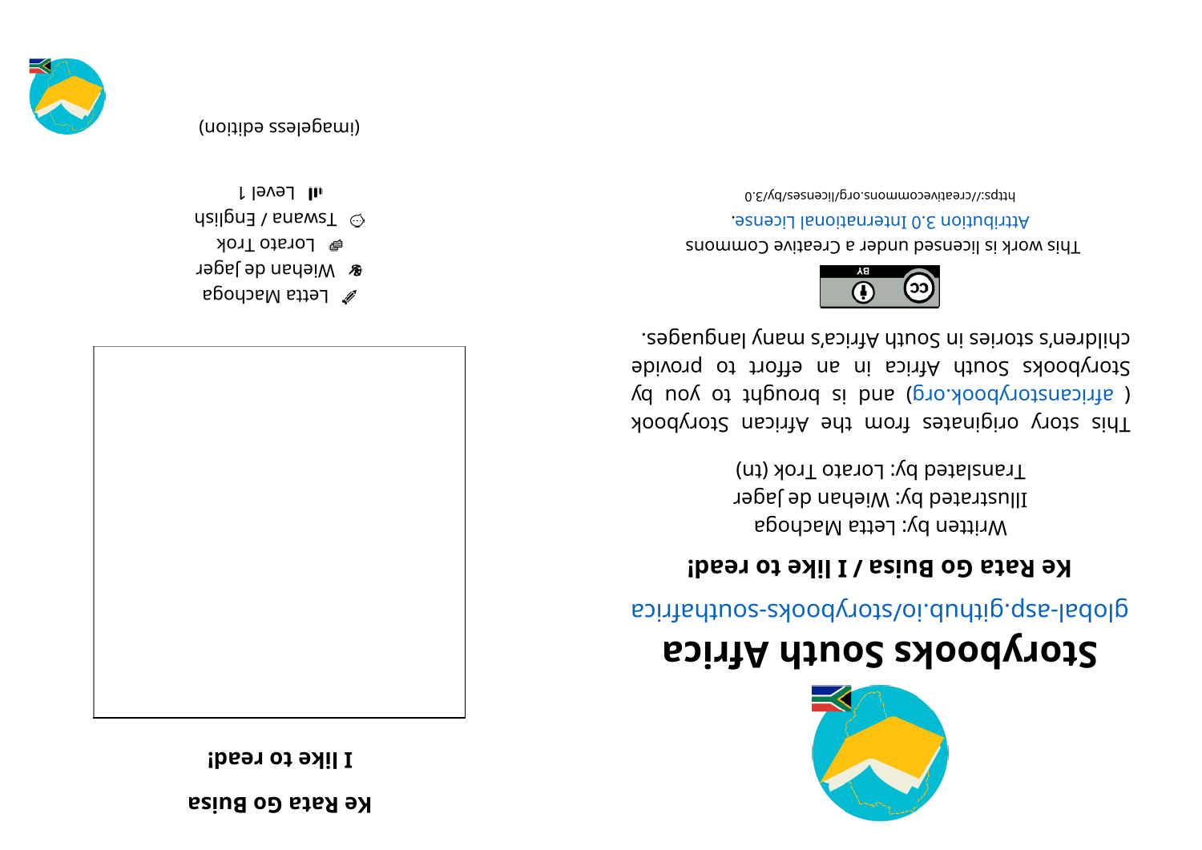# Storybooks South Africa

global-asp.github.io/storybooks-southafrica

## Ke Rata Go Buisa / I like to read!

Written by: Letta Machoga
Illustrated by: Wiehan de Jager
Translated by: Lorato Trok (tn)

This story originates from the African Storybook ( africanstorybook.org) and is brought to you by Storybooks South Africa in an effort to provide children's stories in South Africa's many languages.

This work is licensed under a Creative Commons Attribution 3.0 International License.

https://creativecommons.org/licenses/by/3.0

# Ke Rata Go Buisa

## I like to read!

Letta Machoga
Wiehan de Jager
Lorato Trok
Tswana / English
Level 1

(imageless edition)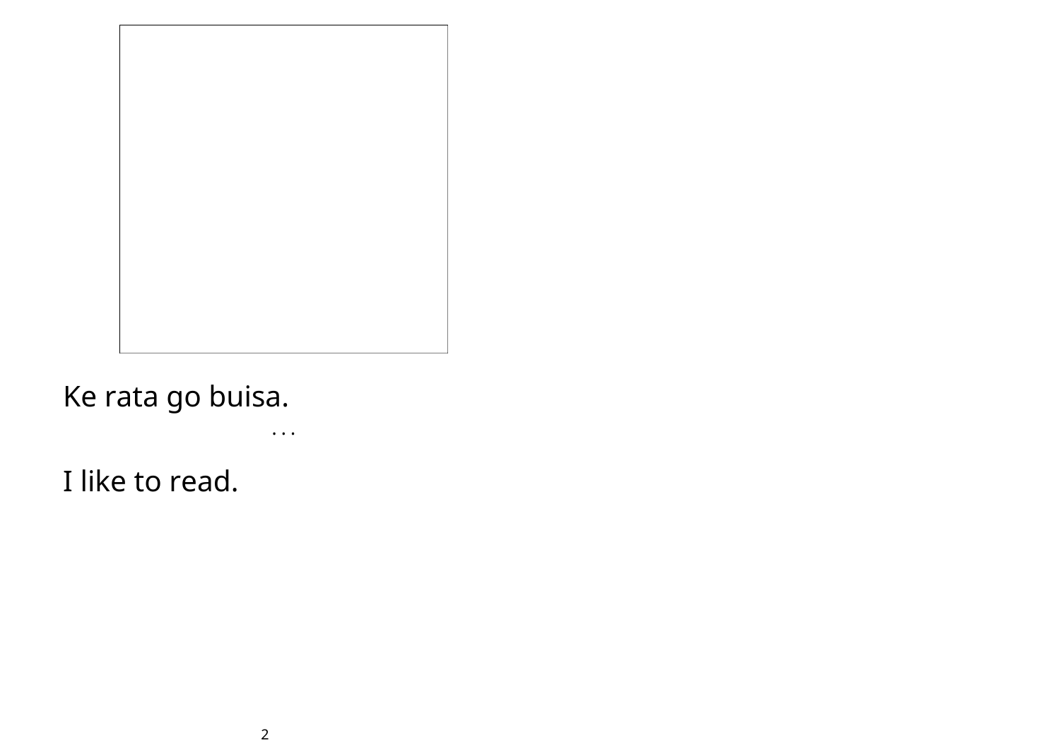Ke rata go buisa.

. . .

I like to read.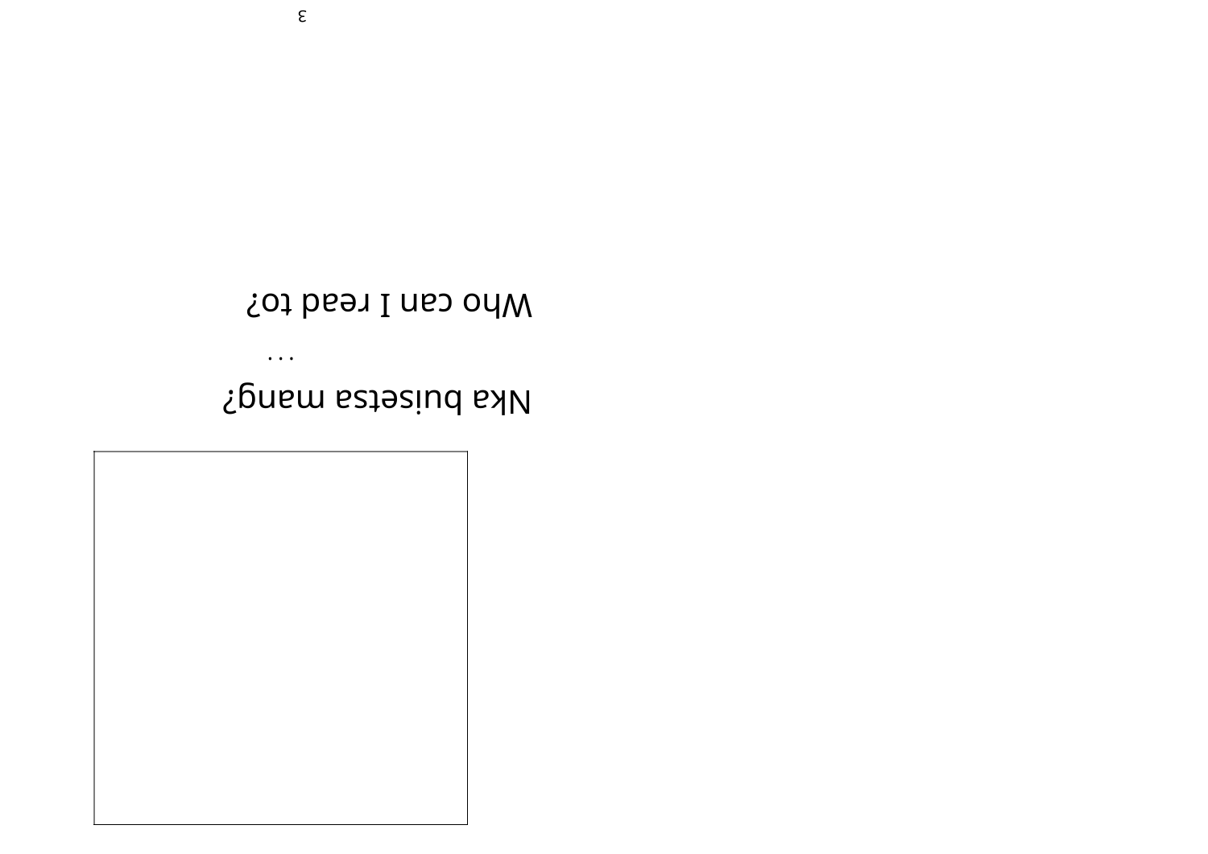Nka buisetsa mang?

...

Who can I read to?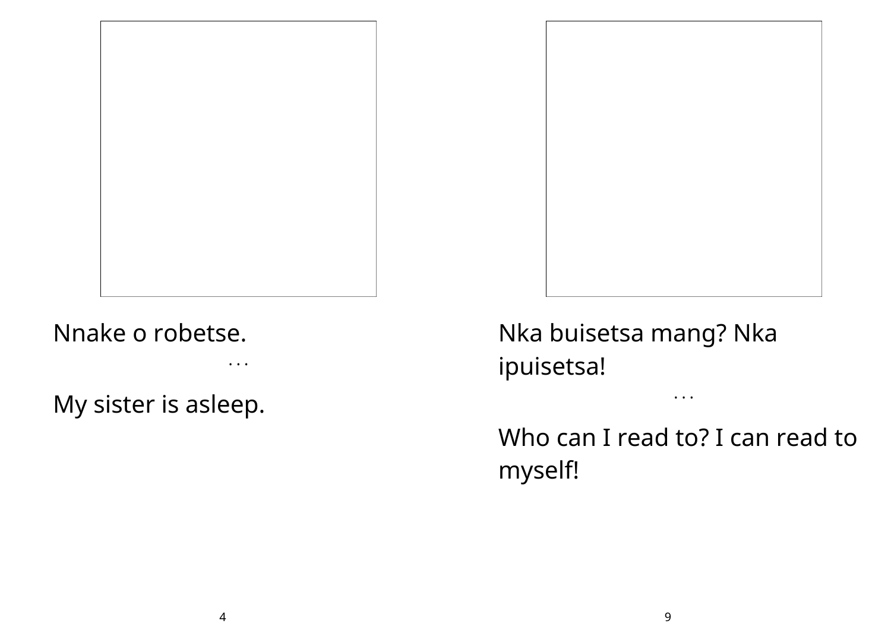Nnake o robetse.

. . .

My sister is asleep.

Nka buisetsa mang? Nka ipuisetsa!

. . .

Who can I read to? I can read to myself!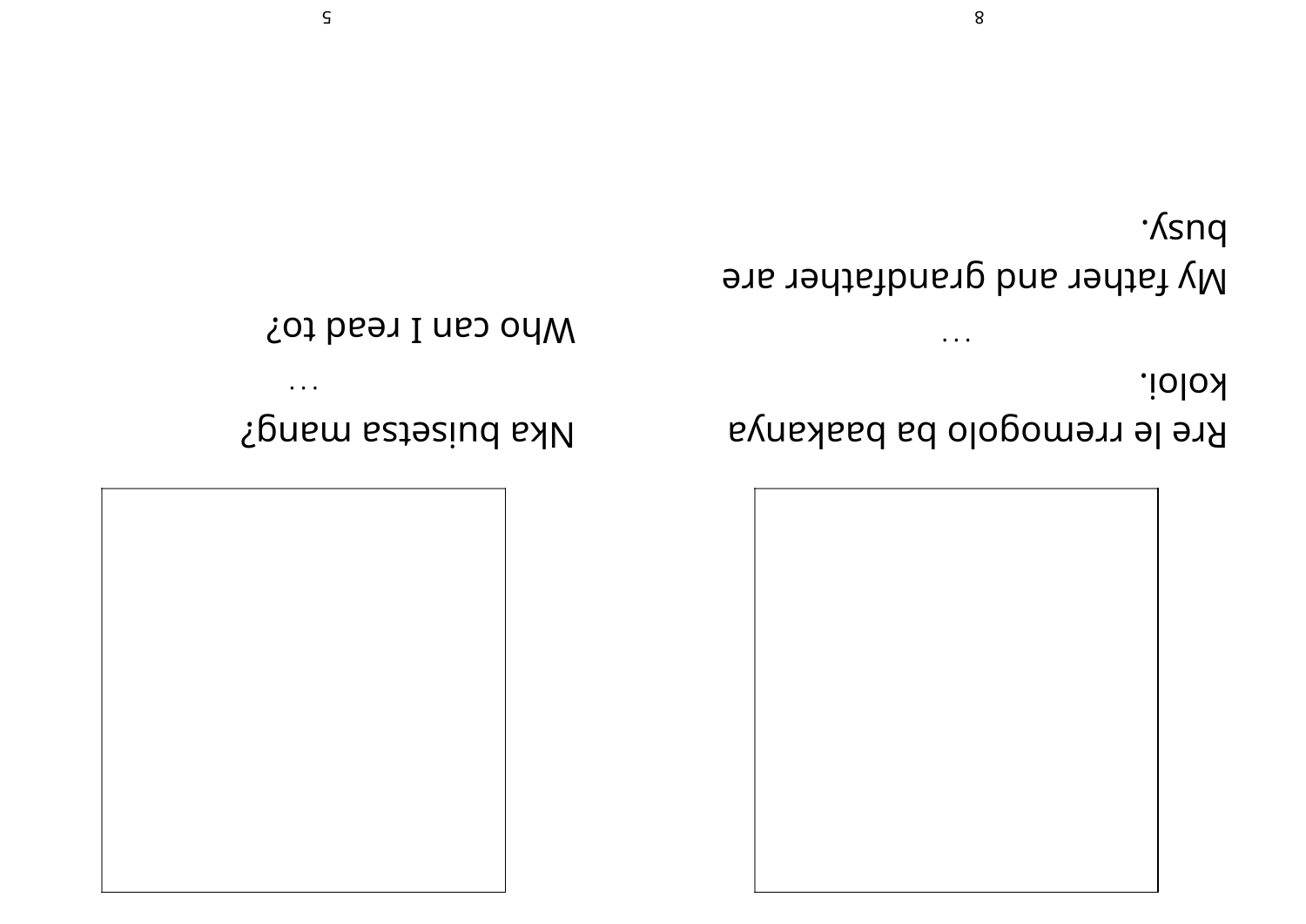Rre le rremogolo ba baakanya koloi.

...

My father and grandfather are busy.

Nka buisetsa mang?

...

Who can I read to?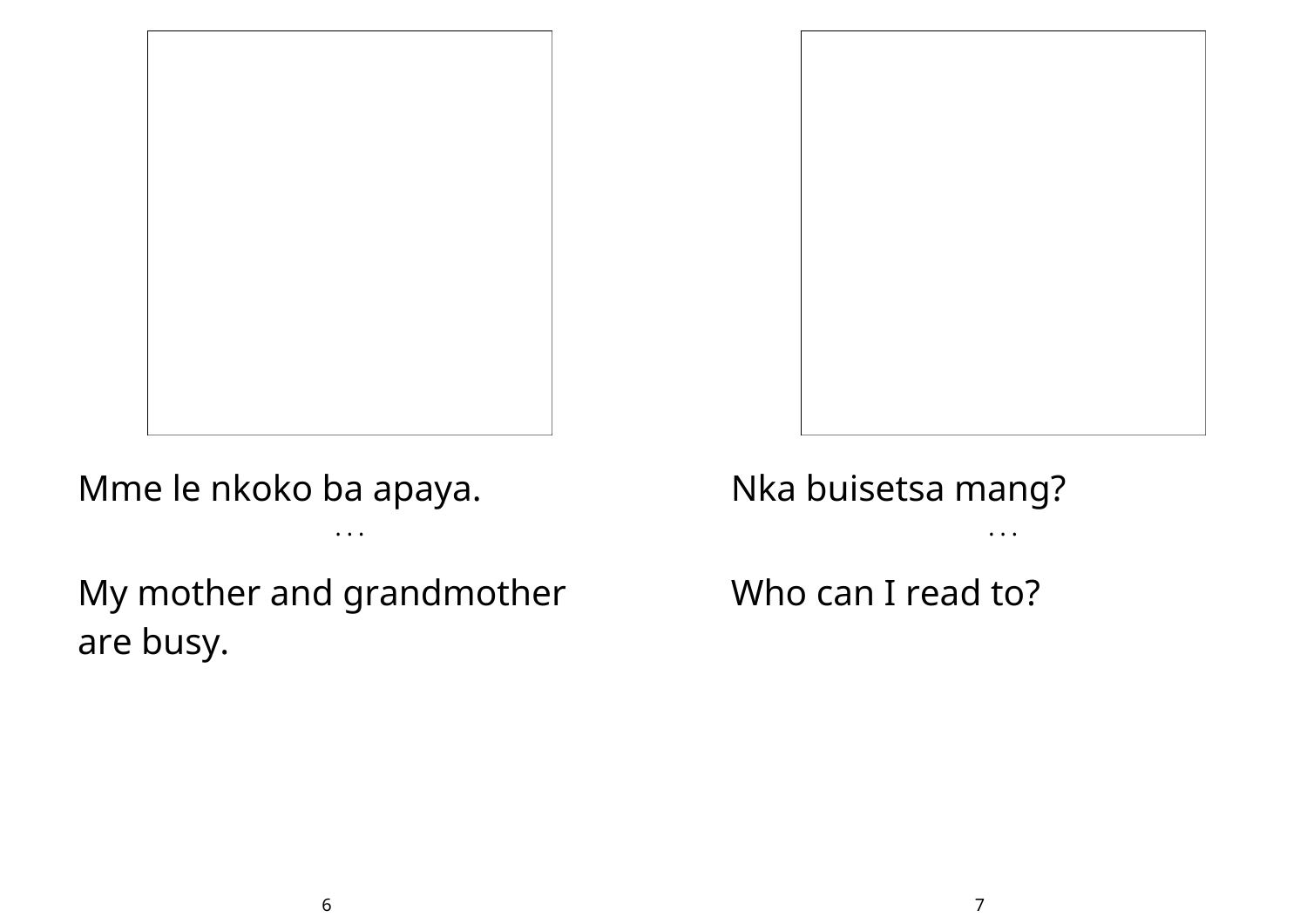Mme le nkoko ba apaya.

...

My mother and grandmother are busy.

Nka buisetsa mang?

...

Who can I read to?